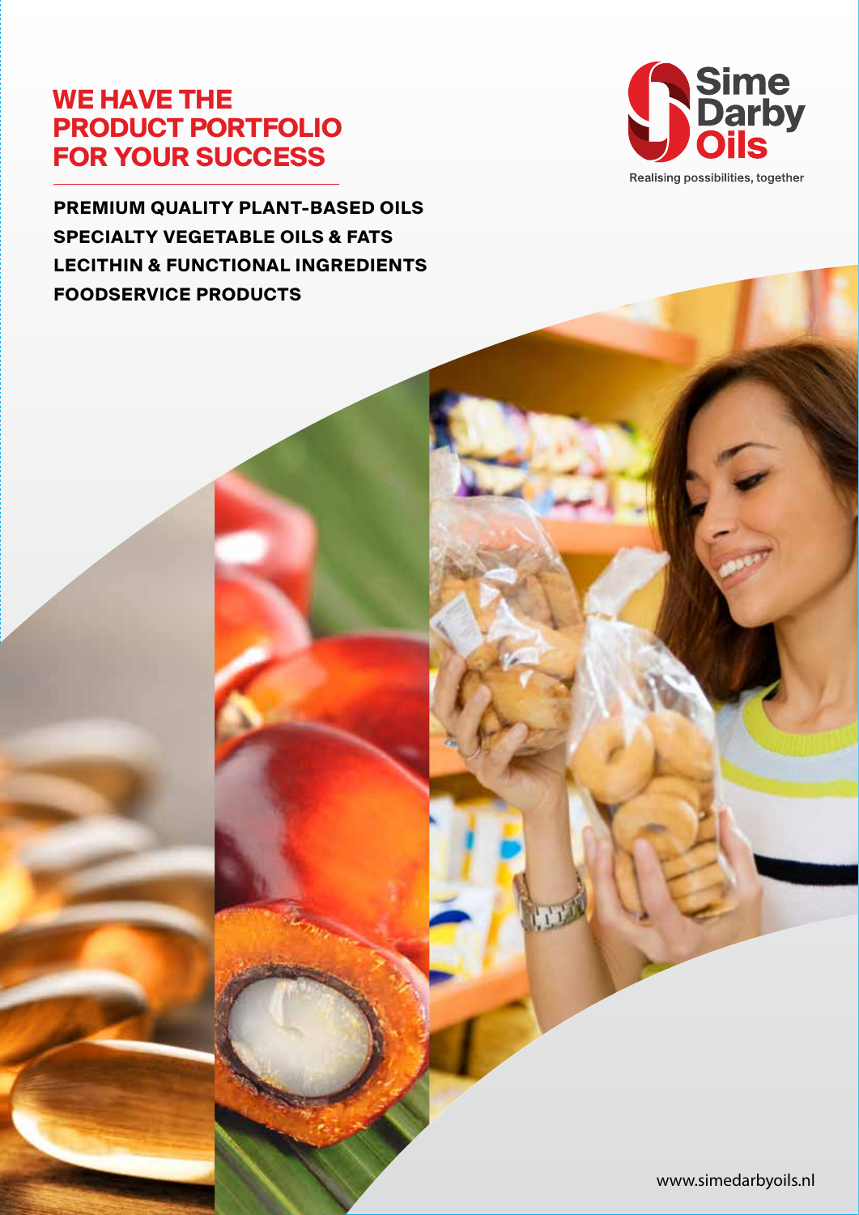# WE HAVE THE PRODUCT PORTFOLIO FOR YOUR SUCCESS

**PREMIUM QUALITY PLANT-BASED OILS**
**SPECIALTY VEGETABLE OILS & FATS**
**LECITHIN & FUNCTIONAL INGREDIENTS**
**FOODSERVICE PRODUCTS**

Sime Darby Oils

Realising possibilities, together

www.simedarbyoils.nl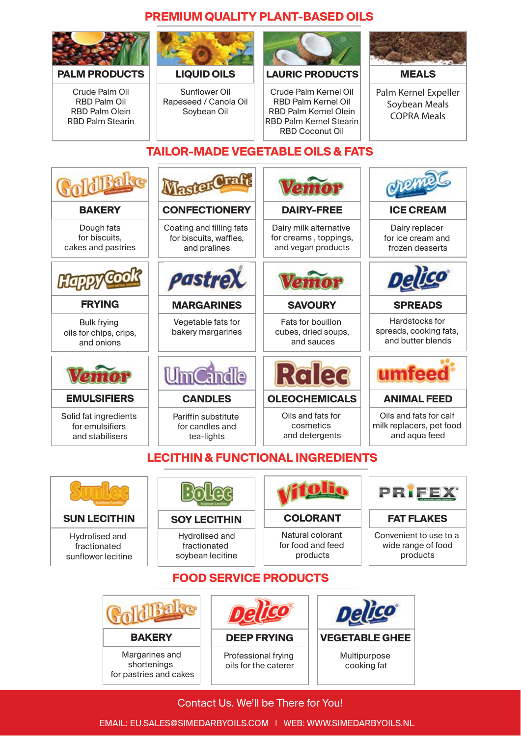## PREMIUM QUALITY PLANT-BASED OILS

### PALM PRODUCTS
Crude Palm Oil
RBD Palm Oil
RBD Palm Olein
RBD Palm Stearin

### LIQUID OILS
Sunflower Oil
Rapeseed / Canola Oil
Soybean Oil

### LAURIC PRODUCTS
Crude Palm Kernel Oil
RBD Palm Kernel Oil
RBD Palm Kernel Olein
RBD Palm Kernel Stearin
RBD Coconut Oil

### MEALS
Palm Kernel Expeller
Soybean Meals
COPRA Meals

## TAILOR-MADE VEGETABLE OILS & FATS

### BAKERY
GoldBake
Dough fats for biscuits, cakes and pastries

### CONFECTIONERY
MasterCraft
Coating and filling fats for biscuits, waffles, and pralines

### DAIRY-FREE
Vemor
Dairy milk alternative for creams , toppings, and vegan products

### ICE CREAM
cremeX
Dairy replacer for ice cream and frozen desserts

### FRYING
HappyCook
Bulk frying oils for chips, crips, and onions

### MARGARINES
pastreX
Vegetable fats for bakery margarines

### SAVOURY
Vemor
Fats for bouillon cubes, dried soups, and sauces

### SPREADS
Delico
Hardstocks for spreads, cooking fats, and butter blends

### EMULSIFIERS
Vemor
Solid fat ingredients for emulsifiers and stabilisers

### CANDLES
UmCandle
Pariffin substitute for candles and tea-lights

### OLEOCHEMICALS
Ralec
Oils and fats for cosmetics and detergents

### ANIMAL FEED
umfeed
Oils and fats for calf milk replacers, pet food and aqua feed

## LECITHIN & FUNCTIONAL INGREDIENTS

### SUN LECITHIN
SunLec
Hydrolised and fractionated sunflower lecitine

### SOY LECITHIN
BoLec
Hydrolised and fractionated soybean lecitine

### COLORANT
Vitolio
Natural colorant for food and feed products

### FAT FLAKES
PRIFEX
Convenient to use to a wide range of food products

## FOOD SERVICE PRODUCTS

### BAKERY
GoldBake
Margarines and shortenings for pastries and cakes

### DEEP FRYING
Delico
Professional frying oils for the caterer

### VEGETABLE GHEE
Delico
Multipurpose cooking fat

Contact Us. We'll be There for You!

EMAIL: EU.SALES@SIMEDARBYOILS.COM | WEB: WWW.SIMEDARBYOILS.NL